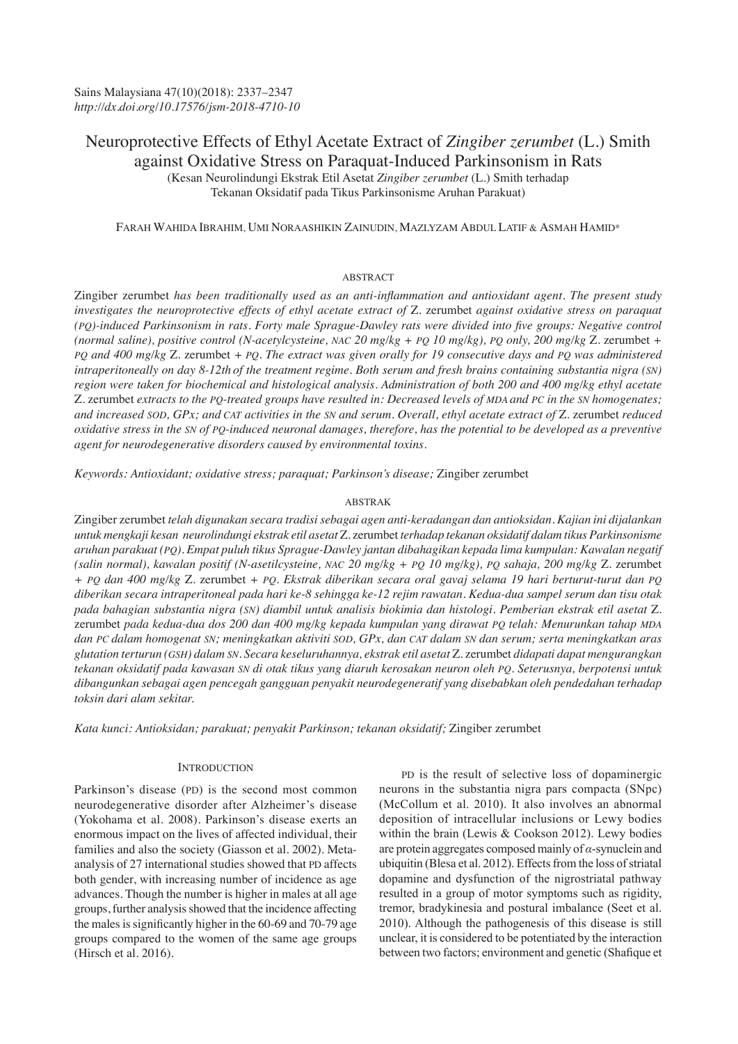Sains Malaysiana 47(10)(2018): 2337–2347
*http://dx.doi.org/10.17576/jsm-2018-4710-10*

# Neuroprotective Effects of Ethyl Acetate Extract of *Zingiber zerumbet* (L.) Smith against Oxidative Stress on Paraquat-Induced Parkinsonism in Rats

(Kesan Neurolindungi Ekstrak Etil Asetat *Zingiber zerumbet* (L.) Smith terhadap Tekanan Oksidatif pada Tikus Parkinsonisme Aruhan Parakuat)

Farah Wahida Ibrahim, Umi Noraashikin Zainudin, Mazlyzam Abdul Latif & Asmah Hamid*

## ABSTRACT

Zingiber zerumbet *has been traditionally used as an anti-inflammation and antioxidant agent. The present study investigates the neuroprotective effects of ethyl acetate extract of* Z. zerumbet *against oxidative stress on paraquat (PQ)-induced Parkinsonism in rats. Forty male Sprague-Dawley rats were divided into five groups: Negative control (normal saline), positive control (N-acetylcysteine, NAC 20 mg/kg + PQ 10 mg/kg), PQ only, 200 mg/kg* Z. zerumbet + *PQ and 400 mg/kg* Z. zerumbet + *PQ. The extract was given orally for 19 consecutive days and PQ was administered intraperitoneally on day 8-12th of the treatment regime. Both serum and fresh brains containing substantia nigra (SN) region were taken for biochemical and histological analysis. Administration of both 200 and 400 mg/kg ethyl acetate* Z. zerumbet *extracts to the PQ-treated groups have resulted in: Decreased levels of MDA and PC in the SN homogenates; and increased SOD, GPx; and CAT activities in the SN and serum. Overall, ethyl acetate extract of* Z. zerumbet *reduced oxidative stress in the SN of PQ-induced neuronal damages, therefore, has the potential to be developed as a preventive agent for neurodegenerative disorders caused by environmental toxins.*

*Keywords: Antioxidant; oxidative stress; paraquat; Parkinson's disease;* Zingiber zerumbet

## ABSTRAK

Zingiber zerumbet *telah digunakan secara tradisi sebagai agen anti-keradangan dan antioksidan. Kajian ini dijalankan untuk mengkaji kesan neurolindungi ekstrak etil asetat* Z. zerumbet *terhadap tekanan oksidatif dalam tikus Parkinsonisme aruhan parakuat (PQ). Empat puluh tikus Sprague-Dawley jantan dibahagikan kepada lima kumpulan: Kawalan negatif (salin normal), kawalan positif (N-asetilcysteine, NAC 20 mg/kg + PQ 10 mg/kg), PQ sahaja, 200 mg/kg* Z. zerumbet + *PQ dan 400 mg/kg* Z. zerumbet + *PQ. Ekstrak diberikan secara oral gavaj selama 19 hari berturut-turut dan PQ diberikan secara intraperitoneal pada hari ke-8 sehingga ke-12 rejim rawatan. Kedua-dua sampel serum dan tisu otak pada bahagian substantia nigra (SN) diambil untuk analisis biokimia dan histologi. Pemberian ekstrak etil asetat* Z. zerumbet *pada kedua-dua dos 200 dan 400 mg/kg kepada kumpulan yang dirawat PQ telah: Menurunkan tahap MDA dan PC dalam homogenat SN; meningkatkan aktiviti SOD, GPx, dan CAT dalam SN dan serum; serta meningkatkan aras glutation terturun (GSH) dalam SN. Secara keseluruhannya, ekstrak etil asetat* Z. zerumbet *didapati dapat mengurangkan tekanan oksidatif pada kawasan SN di otak tikus yang diaruh kerosakan neuron oleh PQ. Seterusnya, berpotensi untuk dibangunkan sebagai agen pencegah gangguan penyakit neurodegeneratif yang disebabkan oleh pendedahan terhadap toksin dari alam sekitar.*

*Kata kunci: Antioksidan; parakuat; penyakit Parkinson; tekanan oksidatif;* Zingiber zerumbet

## INTRODUCTION

Parkinson's disease (PD) is the second most common neurodegenerative disorder after Alzheimer's disease (Yokohama et al. 2008). Parkinson's disease exerts an enormous impact on the lives of affected individual, their families and also the society (Giasson et al. 2002). Meta-analysis of 27 international studies showed that PD affects both gender, with increasing number of incidence as age advances. Though the number is higher in males at all age groups, further analysis showed that the incidence affecting the males is significantly higher in the 60-69 and 70-79 age groups compared to the women of the same age groups (Hirsch et al. 2016).

PD is the result of selective loss of dopaminergic neurons in the substantia nigra pars compacta (SNpc) (McCollum et al. 2010). It also involves an abnormal deposition of intracellular inclusions or Lewy bodies within the brain (Lewis & Cookson 2012). Lewy bodies are protein aggregates composed mainly of $\alpha$-synuclein and ubiquitin (Blesa et al. 2012). Effects from the loss of striatal dopamine and dysfunction of the nigrostriatal pathway resulted in a group of motor symptoms such as rigidity, tremor, bradykinesia and postural imbalance (Seet et al. 2010). Although the pathogenesis of this disease is still unclear, it is considered to be potentiated by the interaction between two factors; environment and genetic (Shafique et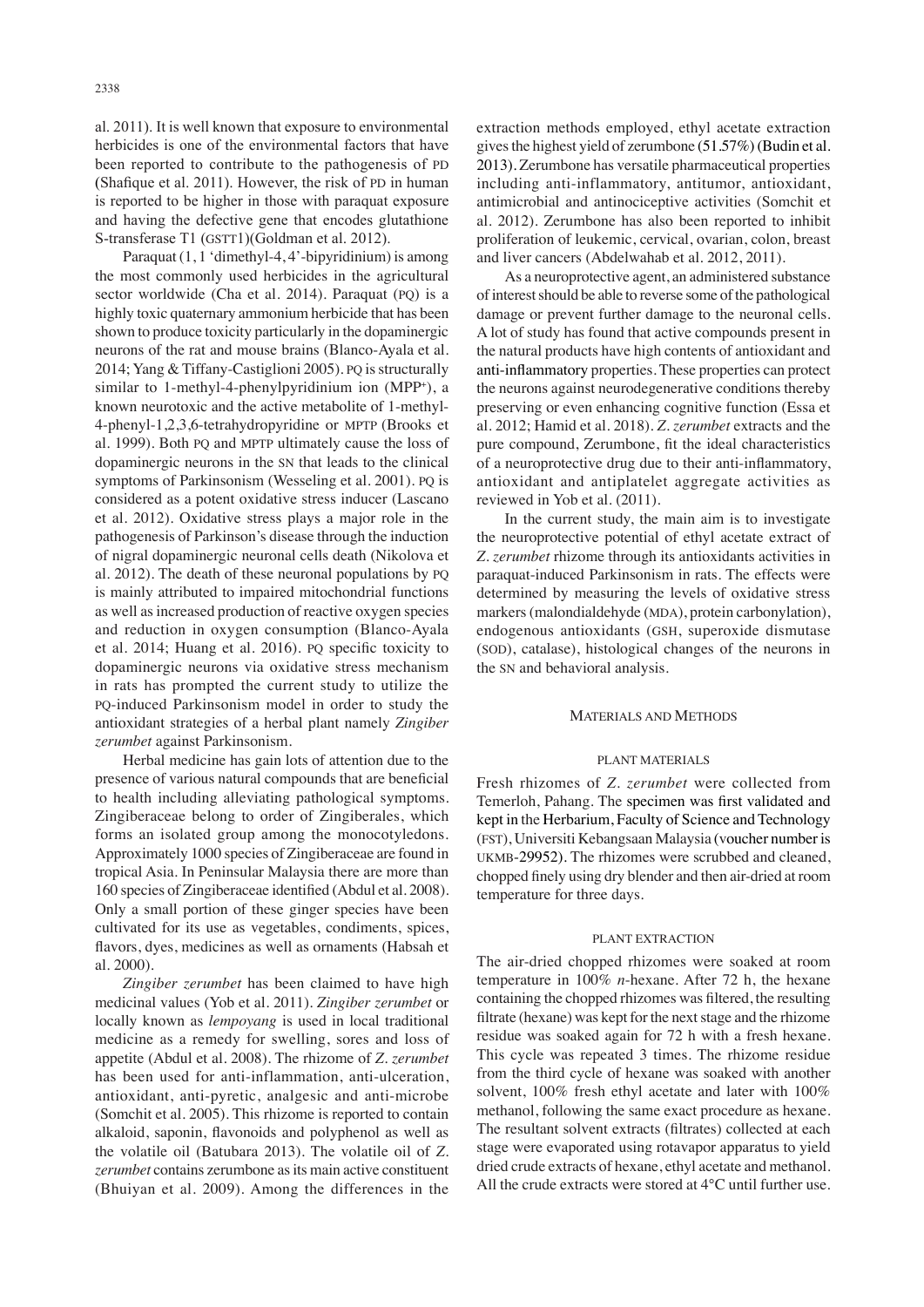al. 2011). It is well known that exposure to environmental herbicides is one of the environmental factors that have been reported to contribute to the pathogenesis of PD (Shafique et al. 2011). However, the risk of PD in human is reported to be higher in those with paraquat exposure and having the defective gene that encodes glutathione S-transferase T1 (GSTT1)(Goldman et al. 2012).

Paraquat (1, 1 'dimethyl-4, 4'-bipyridinium) is among the most commonly used herbicides in the agricultural sector worldwide (Cha et al. 2014). Paraquat (PQ) is a highly toxic quaternary ammonium herbicide that has been shown to produce toxicity particularly in the dopaminergic neurons of the rat and mouse brains (Blanco-Ayala et al. 2014; Yang & Tiffany-Castiglioni 2005). PQ is structurally similar to 1-methyl-4-phenylpyridinium ion ($MPP^+$), a known neurotoxic and the active metabolite of 1-methyl-4-phenyl-1,2,3,6-tetrahydropyridine or MPTP (Brooks et al. 1999). Both PQ and MPTP ultimately cause the loss of dopaminergic neurons in the SN that leads to the clinical symptoms of Parkinsonism (Wesseling et al. 2001). PQ is considered as a potent oxidative stress inducer (Lascano et al. 2012). Oxidative stress plays a major role in the pathogenesis of Parkinson's disease through the induction of nigral dopaminergic neuronal cells death (Nikolova et al. 2012). The death of these neuronal populations by PQ is mainly attributed to impaired mitochondrial functions as well as increased production of reactive oxygen species and reduction in oxygen consumption (Blanco-Ayala et al. 2014; Huang et al. 2016). PQ specific toxicity to dopaminergic neurons via oxidative stress mechanism in rats has prompted the current study to utilize the PQ-induced Parkinsonism model in order to study the antioxidant strategies of a herbal plant namely *Zingiber zerumbet* against Parkinsonism.

Herbal medicine has gain lots of attention due to the presence of various natural compounds that are beneficial to health including alleviating pathological symptoms. Zingiberaceae belong to order of Zingiberales, which forms an isolated group among the monocotyledons. Approximately 1000 species of Zingiberaceae are found in tropical Asia. In Peninsular Malaysia there are more than 160 species of Zingiberaceae identified (Abdul et al. 2008). Only a small portion of these ginger species have been cultivated for its use as vegetables, condiments, spices, flavors, dyes, medicines as well as ornaments (Habsah et al. 2000).

*Zingiber zerumbet* has been claimed to have high medicinal values (Yob et al. 2011). *Zingiber zerumbet* or locally known as *lempoyang* is used in local traditional medicine as a remedy for swelling, sores and loss of appetite (Abdul et al. 2008). The rhizome of *Z. zerumbet* has been used for anti-inflammation, anti-ulceration, antioxidant, anti-pyretic, analgesic and anti-microbe (Somchit et al. 2005). This rhizome is reported to contain alkaloid, saponin, flavonoids and polyphenol as well as the volatile oil (Batubara 2013). The volatile oil of *Z. zerumbet* contains zerumbone as its main active constituent (Bhuiyan et al. 2009). Among the differences in the extraction methods employed, ethyl acetate extraction gives the highest yield of zerumbone (51.57%) (Budin et al. 2013). Zerumbone has versatile pharmaceutical properties including anti-inflammatory, antitumor, antioxidant, antimicrobial and antinociceptive activities (Somchit et al. 2012). Zerumbone has also been reported to inhibit proliferation of leukemic, cervical, ovarian, colon, breast and liver cancers (Abdelwahab et al. 2012, 2011).

As a neuroprotective agent, an administered substance of interest should be able to reverse some of the pathological damage or prevent further damage to the neuronal cells. A lot of study has found that active compounds present in the natural products have high contents of antioxidant and anti-inflammatory properties. These properties can protect the neurons against neurodegenerative conditions thereby preserving or even enhancing cognitive function (Essa et al. 2012; Hamid et al. 2018). *Z. zerumbet* extracts and the pure compound, Zerumbone, fit the ideal characteristics of a neuroprotective drug due to their anti-inflammatory, antioxidant and antiplatelet aggregate activities as reviewed in Yob et al. (2011).

In the current study, the main aim is to investigate the neuroprotective potential of ethyl acetate extract of *Z. zerumbet* rhizome through its antioxidants activities in paraquat-induced Parkinsonism in rats. The effects were determined by measuring the levels of oxidative stress markers (malondialdehyde (MDA), protein carbonylation), endogenous antioxidants (GSH, superoxide dismutase (SOD), catalase), histological changes of the neurons in the SN and behavioral analysis.

## MATERIALS AND METHODS

### PLANT MATERIALS

Fresh rhizomes of *Z. zerumbet* were collected from Temerloh, Pahang. The specimen was first validated and kept in the Herbarium, Faculty of Science and Technology (FST), Universiti Kebangsaan Malaysia (voucher number is UKMB-29952). The rhizomes were scrubbed and cleaned, chopped finely using dry blender and then air-dried at room temperature for three days.

### PLANT EXTRACTION

The air-dried chopped rhizomes were soaked at room temperature in 100% *n*-hexane. After 72 h, the hexane containing the chopped rhizomes was filtered, the resulting filtrate (hexane) was kept for the next stage and the rhizome residue was soaked again for 72 h with a fresh hexane. This cycle was repeated 3 times. The rhizome residue from the third cycle of hexane was soaked with another solvent, 100% fresh ethyl acetate and later with 100% methanol, following the same exact procedure as hexane. The resultant solvent extracts (filtrates) collected at each stage were evaporated using rotavapor apparatus to yield dried crude extracts of hexane, ethyl acetate and methanol. All the crude extracts were stored at 4°C until further use.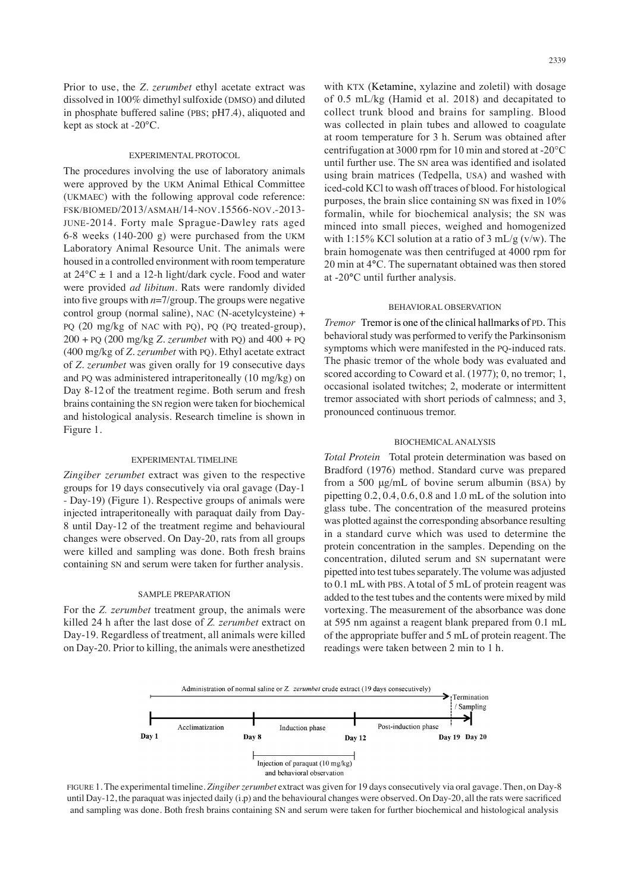Prior to use, the *Z. zerumbet* ethyl acetate extract was dissolved in 100% dimethyl sulfoxide (DMSO) and diluted in phosphate buffered saline (PBS; pH7.4), aliquoted and kept as stock at -20°C.

## EXPERIMENTAL PROTOCOL

The procedures involving the use of laboratory animals were approved by the UKM Animal Ethical Committee (UKMAEC) with the following approval code reference: FSK/BIOMED/2013/ASMAH/14-NOV.15566-NOV.-2013-JUNE-2014. Forty male Sprague-Dawley rats aged 6-8 weeks (140-200 g) were purchased from the UKM Laboratory Animal Resource Unit. The animals were housed in a controlled environment with room temperature at 24°C ± 1 and a 12-h light/dark cycle. Food and water were provided *ad libitum*. Rats were randomly divided into five groups with *n*=7/group. The groups were negative control group (normal saline), NAC (N-acetylcysteine) + PQ (20 mg/kg of NAC with PQ), PQ (PQ treated-group), 200 + PQ (200 mg/kg *Z. zerumbet* with PQ) and 400 + PQ (400 mg/kg of *Z. zerumbet* with PQ). Ethyl acetate extract of *Z. zerumbet* was given orally for 19 consecutive days and PQ was administered intraperitoneally (10 mg/kg) on Day 8-12 of the treatment regime. Both serum and fresh brains containing the SN region were taken for biochemical and histological analysis. Research timeline is shown in Figure 1.

## EXPERIMENTAL TIMELINE

*Zingiber zerumbet* extract was given to the respective groups for 19 days consecutively via oral gavage (Day-1 - Day-19) (Figure 1). Respective groups of animals were injected intraperitoneally with paraquat daily from Day-8 until Day-12 of the treatment regime and behavioural changes were observed. On Day-20, rats from all groups were killed and sampling was done. Both fresh brains containing SN and serum were taken for further analysis.

## SAMPLE PREPARATION

For the *Z. zerumbet* treatment group, the animals were killed 24 h after the last dose of *Z. zerumbet* extract on Day-19. Regardless of treatment, all animals were killed on Day-20. Prior to killing, the animals were anesthetized with KTX (Ketamine, xylazine and zoletil) with dosage of 0.5 mL/kg (Hamid et al. 2018) and decapitated to collect trunk blood and brains for sampling. Blood was collected in plain tubes and allowed to coagulate at room temperature for 3 h. Serum was obtained after centrifugation at 3000 rpm for 10 min and stored at -20°C until further use. The SN area was identified and isolated using brain matrices (Tedpella, USA) and washed with iced-cold KCl to wash off traces of blood. For histological purposes, the brain slice containing SN was fixed in 10% formalin, while for biochemical analysis; the SN was minced into small pieces, weighed and homogenized with 1:15% KCl solution at a ratio of 3 mL/g (v/w). The brain homogenate was then centrifuged at 4000 rpm for 20 min at 4°C. The supernatant obtained was then stored at -20°C until further analysis.

## BEHAVIORAL OBSERVATION

*Tremor* Tremor is one of the clinical hallmarks of PD. This behavioral study was performed to verify the Parkinsonism symptoms which were manifested in the PQ-induced rats. The phasic tremor of the whole body was evaluated and scored according to Coward et al. (1977); 0, no tremor; 1, occasional isolated twitches; 2, moderate or intermittent tremor associated with short periods of calmness; and 3, pronounced continuous tremor.

## BIOCHEMICAL ANALYSIS

*Total Protein* Total protein determination was based on Bradford (1976) method. Standard curve was prepared from a 500 µg/mL of bovine serum albumin (BSA) by pipetting 0.2, 0.4, 0.6, 0.8 and 1.0 mL of the solution into glass tube. The concentration of the measured proteins was plotted against the corresponding absorbance resulting in a standard curve which was used to determine the protein concentration in the samples. Depending on the concentration, diluted serum and SN supernatant were pipetted into test tubes separately. The volume was adjusted to 0.1 mL with PBS. A total of 5 mL of protein reagent was added to the test tubes and the contents were mixed by mild vortexing. The measurement of the absorbance was done at 595 nm against a reagent blank prepared from 0.1 mL of the appropriate buffer and 5 mL of protein reagent. The readings were taken between 2 min to 1 h.

Administration of normal saline or *Z. zerumbet* crude extract (19 days consecutively) — Termination / Sampling

Day 1 — Acclimatization — Day 8 — Induction phase — Day 12 — Post-induction phase — Day 19 — Day 20

Injection of paraquat (10 mg/kg) and behavioral observation

FIGURE 1. The experimental timeline. *Zingiber zerumbet* extract was given for 19 days consecutively via oral gavage. Then, on Day-8 until Day-12, the paraquat was injected daily (i.p) and the behavioural changes were observed. On Day-20, all the rats were sacrificed and sampling was done. Both fresh brains containing SN and serum were taken for further biochemical and histological analysis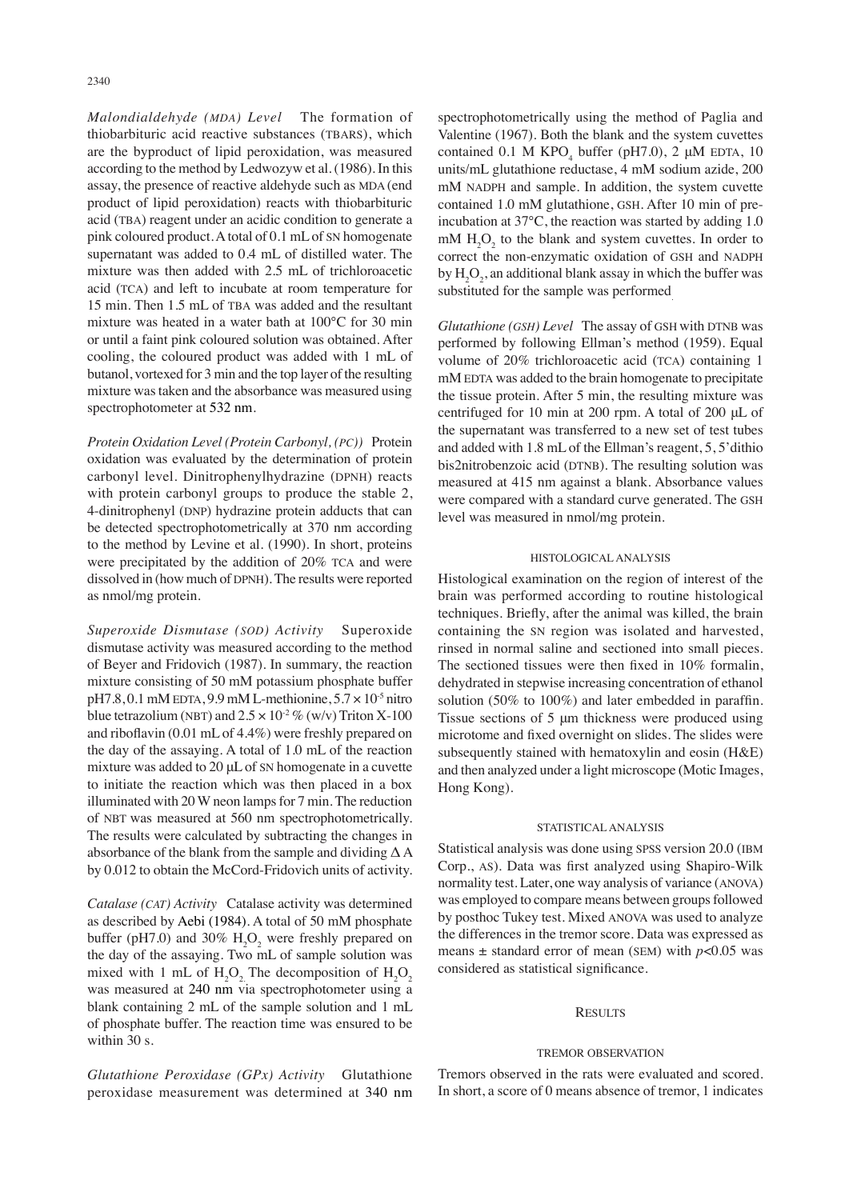*Malondialdehyde (MDA) Level* The formation of thiobarbituric acid reactive substances (TBARS), which are the byproduct of lipid peroxidation, was measured according to the method by Ledwozyw et al. (1986). In this assay, the presence of reactive aldehyde such as MDA (end product of lipid peroxidation) reacts with thiobarbituric acid (TBA) reagent under an acidic condition to generate a pink coloured product. A total of 0.1 mL of SN homogenate supernatant was added to 0.4 mL of distilled water. The mixture was then added with 2.5 mL of trichloroacetic acid (TCA) and left to incubate at room temperature for 15 min. Then 1.5 mL of TBA was added and the resultant mixture was heated in a water bath at 100°C for 30 min or until a faint pink coloured solution was obtained. After cooling, the coloured product was added with 1 mL of butanol, vortexed for 3 min and the top layer of the resulting mixture was taken and the absorbance was measured using spectrophotometer at 532 nm.

*Protein Oxidation Level (Protein Carbonyl, (PC))* Protein oxidation was evaluated by the determination of protein carbonyl level. Dinitrophenylhydrazine (DPNH) reacts with protein carbonyl groups to produce the stable 2, 4-dinitrophenyl (DNP) hydrazine protein adducts that can be detected spectrophotometrically at 370 nm according to the method by Levine et al. (1990). In short, proteins were precipitated by the addition of 20% TCA and were dissolved in (how much of DPNH). The results were reported as nmol/mg protein.

*Superoxide Dismutase (SOD) Activity* Superoxide dismutase activity was measured according to the method of Beyer and Fridovich (1987). In summary, the reaction mixture consisting of 50 mM potassium phosphate buffer pH7.8, 0.1 mM EDTA, 9.9 mM L-methionine, $5.7 \times 10^{-5}$ nitro blue tetrazolium (NBT) and $2.5 \times 10^{-2}$ % (w/v) Triton X-100 and riboflavin (0.01 mL of 4.4%) were freshly prepared on the day of the assaying. A total of 1.0 mL of the reaction mixture was added to 20 µL of SN homogenate in a cuvette to initiate the reaction which was then placed in a box illuminated with 20 W neon lamps for 7 min. The reduction of NBT was measured at 560 nm spectrophotometrically. The results were calculated by subtracting the changes in absorbance of the blank from the sample and dividing $\Delta$ A by 0.012 to obtain the McCord-Fridovich units of activity.

*Catalase (CAT) Activity* Catalase activity was determined as described by Aebi (1984). A total of 50 mM phosphate buffer (pH7.0) and 30% $H_2O_2$ were freshly prepared on the day of the assaying. Two mL of sample solution was mixed with 1 mL of $H_2O_2$. The decomposition of $H_2O_2$ was measured at 240 nm via spectrophotometer using a blank containing 2 mL of the sample solution and 1 mL of phosphate buffer. The reaction time was ensured to be within 30 s.

*Glutathione Peroxidase (GPx) Activity* Glutathione peroxidase measurement was determined at 340 nm spectrophotometrically using the method of Paglia and Valentine (1967). Both the blank and the system cuvettes contained 0.1 M $KPO_4$ buffer (pH7.0), 2 µM EDTA, 10 units/mL glutathione reductase, 4 mM sodium azide, 200 mM NADPH and sample. In addition, the system cuvette contained 1.0 mM glutathione, GSH. After 10 min of pre-incubation at 37°C, the reaction was started by adding 1.0 mM $H_2O_2$ to the blank and system cuvettes. In order to correct the non-enzymatic oxidation of GSH and NADPH by $H_2O_2$, an additional blank assay in which the buffer was substituted for the sample was performed.

*Glutathione (GSH) Level* The assay of GSH with DTNB was performed by following Ellman's method (1959). Equal volume of 20% trichloroacetic acid (TCA) containing 1 mM EDTA was added to the brain homogenate to precipitate the tissue protein. After 5 min, the resulting mixture was centrifuged for 10 min at 200 rpm. A total of 200 µL of the supernatant was transferred to a new set of test tubes and added with 1.8 mL of the Ellman's reagent, 5, 5'dithio bis2nitrobenzoic acid (DTNB). The resulting solution was measured at 415 nm against a blank. Absorbance values were compared with a standard curve generated. The GSH level was measured in nmol/mg protein.

### HISTOLOGICAL ANALYSIS

Histological examination on the region of interest of the brain was performed according to routine histological techniques. Briefly, after the animal was killed, the brain containing the SN region was isolated and harvested, rinsed in normal saline and sectioned into small pieces. The sectioned tissues were then fixed in 10% formalin, dehydrated in stepwise increasing concentration of ethanol solution (50% to 100%) and later embedded in paraffin. Tissue sections of 5 µm thickness were produced using microtome and fixed overnight on slides. The slides were subsequently stained with hematoxylin and eosin (H&E) and then analyzed under a light microscope (Motic Images, Hong Kong).

### STATISTICAL ANALYSIS

Statistical analysis was done using SPSS version 20.0 (IBM Corp., AS). Data was first analyzed using Shapiro-Wilk normality test. Later, one way analysis of variance (ANOVA) was employed to compare means between groups followed by posthoc Tukey test. Mixed ANOVA was used to analyze the differences in the tremor score. Data was expressed as means ± standard error of mean (SEM) with $p<0.05$ was considered as statistical significance.

## RESULTS

### TREMOR OBSERVATION

Tremors observed in the rats were evaluated and scored. In short, a score of 0 means absence of tremor, 1 indicates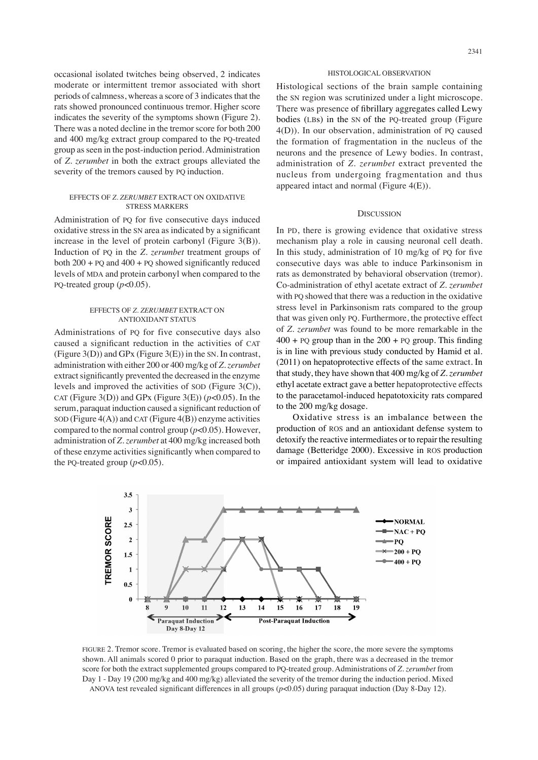occasional isolated twitches being observed, 2 indicates moderate or intermittent tremor associated with short periods of calmness, whereas a score of 3 indicates that the rats showed pronounced continuous tremor. Higher score indicates the severity of the symptoms shown (Figure 2). There was a noted decline in the tremor score for both 200 and 400 mg/kg extract group compared to the PQ-treated group as seen in the post-induction period. Administration of *Z. zerumbet* in both the extract groups alleviated the severity of the tremors caused by PQ induction.

#### EFFECTS OF *Z. ZERUMBET* EXTRACT ON OXIDATIVE STRESS MARKERS

Administration of PQ for five consecutive days induced oxidative stress in the SN area as indicated by a significant increase in the level of protein carbonyl (Figure 3(B)). Induction of PQ in the *Z. zerumbet* treatment groups of both 200 + PQ and 400 + PQ showed significantly reduced levels of MDA and protein carbonyl when compared to the PQ-treated group ($p<0.05$).

#### EFFECTS OF *Z. ZERUMBET* EXTRACT ON ANTIOXIDANT STATUS

Administrations of PQ for five consecutive days also caused a significant reduction in the activities of CAT (Figure 3(D)) and GPx (Figure 3(E)) in the SN. In contrast, administration with either 200 or 400 mg/kg of *Z. zerumbet* extract significantly prevented the decreased in the enzyme levels and improved the activities of SOD (Figure 3(C)), CAT (Figure 3(D)) and GPx (Figure 3(E)) ($p<0.05$). In the serum, paraquat induction caused a significant reduction of SOD (Figure 4(A)) and CAT (Figure 4(B)) enzyme activities compared to the normal control group ($p<0.05$). However, administration of *Z. zerumbet* at 400 mg/kg increased both of these enzyme activities significantly when compared to the PQ-treated group ($p<0.05$).

#### HISTOLOGICAL OBSERVATION

Histological sections of the brain sample containing the SN region was scrutinized under a light microscope. There was presence of fibrillary aggregates called Lewy bodies (LBs) in the SN of the PQ-treated group (Figure 4(D)). In our observation, administration of PQ caused the formation of fragmentation in the nucleus of the neurons and the presence of Lewy bodies. In contrast, administration of *Z. zerumbet* extract prevented the nucleus from undergoing fragmentation and thus appeared intact and normal (Figure 4(E)).

## DISCUSSION

In PD, there is growing evidence that oxidative stress mechanism play a role in causing neuronal cell death. In this study, administration of 10 mg/kg of PQ for five consecutive days was able to induce Parkinsonism in rats as demonstrated by behavioral observation (tremor). Co-administration of ethyl acetate extract of *Z. zerumbet* with PQ showed that there was a reduction in the oxidative stress level in Parkinsonism rats compared to the group that was given only PQ. Furthermore, the protective effect of *Z. zerumbet* was found to be more remarkable in the 400 + PQ group than in the 200 + PQ group. This finding is in line with previous study conducted by Hamid et al. (2011) on hepatoprotective effects of the same extract. In that study, they have shown that 400 mg/kg of *Z. zerumbet* ethyl acetate extract gave a better hepatoprotective effects to the paracetamol-induced hepatotoxicity rats compared to the 200 mg/kg dosage.

Oxidative stress is an imbalance between the production of ROS and an antioxidant defense system to detoxify the reactive intermediates or to repair the resulting damage (Betteridge 2000). Excessive in ROS production or impaired antioxidant system will lead to oxidative

FIGURE 2. Tremor score. Tremor is evaluated based on scoring, the higher the score, the more severe the symptoms shown. All animals scored 0 prior to paraquat induction. Based on the graph, there was a decreased in the tremor score for both the extract supplemented groups compared to PQ-treated group. Administrations of *Z. zerumbet* from Day 1 - Day 19 (200 mg/kg and 400 mg/kg) alleviated the severity of the tremor during the induction period. Mixed ANOVA test revealed significant differences in all groups ($p<0.05$) during paraquat induction (Day 8-Day 12).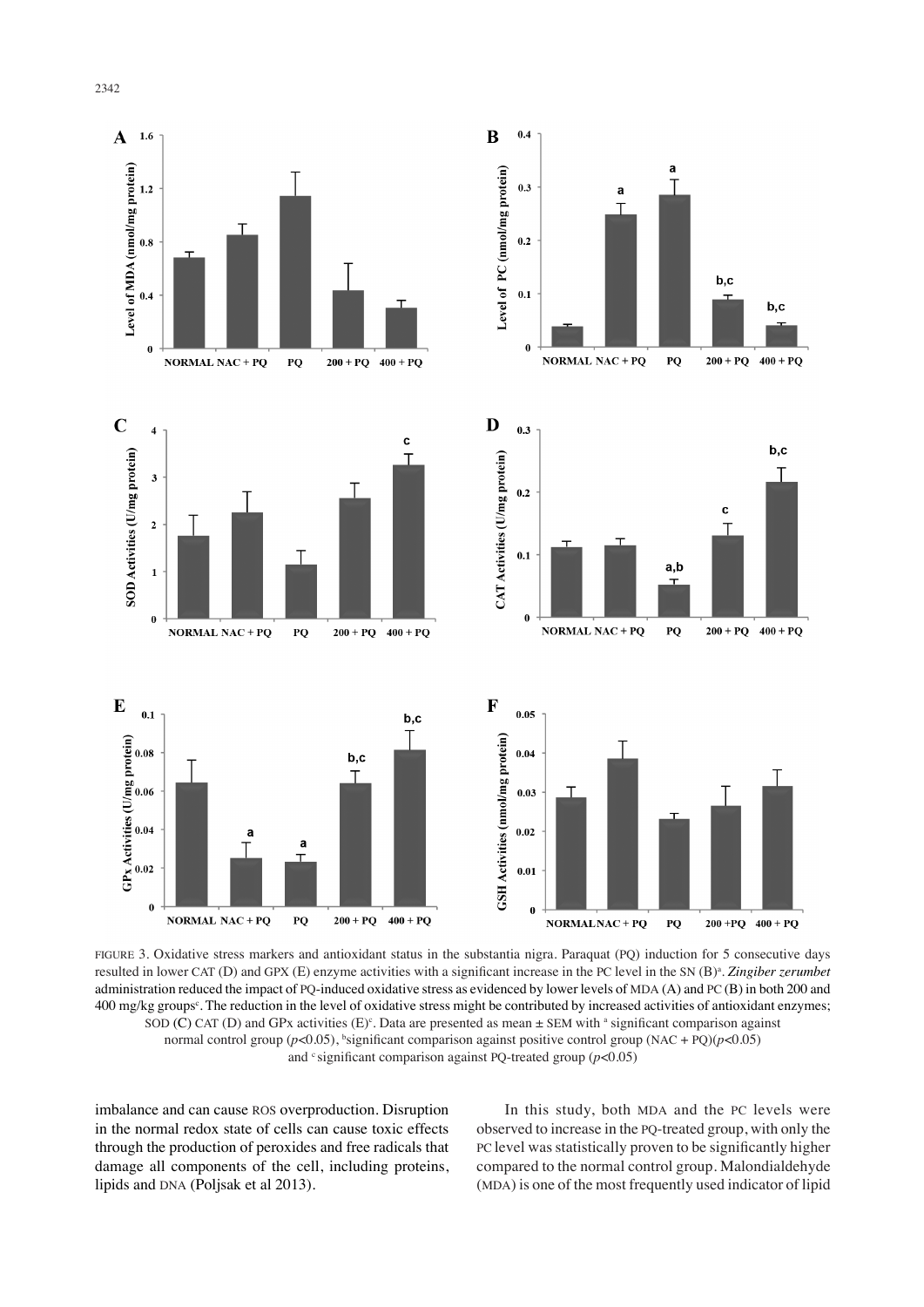FIGURE 3. Oxidative stress markers and antioxidant status in the substantia nigra. Paraquat (PQ) induction for 5 consecutive days resulted in lower CAT (D) and GPX (E) enzyme activities with a significant increase in the PC level in the SN (B)[a]. *Zingiber zerumbet* administration reduced the impact of PQ-induced oxidative stress as evidenced by lower levels of MDA (A) and PC (B) in both 200 and 400 mg/kg groups[c]. The reduction in the level of oxidative stress might be contributed by increased activities of antioxidant enzymes; SOD (C) CAT (D) and GPx activities (E)[c]. Data are presented as mean ± SEM with [a] significant comparison against normal control group ($p<0.05$), [b]significant comparison against positive control group (NAC + PQ)($p<0.05$) and [c] significant comparison against PQ-treated group ($p<0.05$)

imbalance and can cause ROS overproduction. Disruption in the normal redox state of cells can cause toxic effects through the production of peroxides and free radicals that damage all components of the cell, including proteins, lipids and DNA (Poljsak et al 2013).

In this study, both MDA and the PC levels were observed to increase in the PQ-treated group, with only the PC level was statistically proven to be significantly higher compared to the normal control group. Malondialdehyde (MDA) is one of the most frequently used indicator of lipid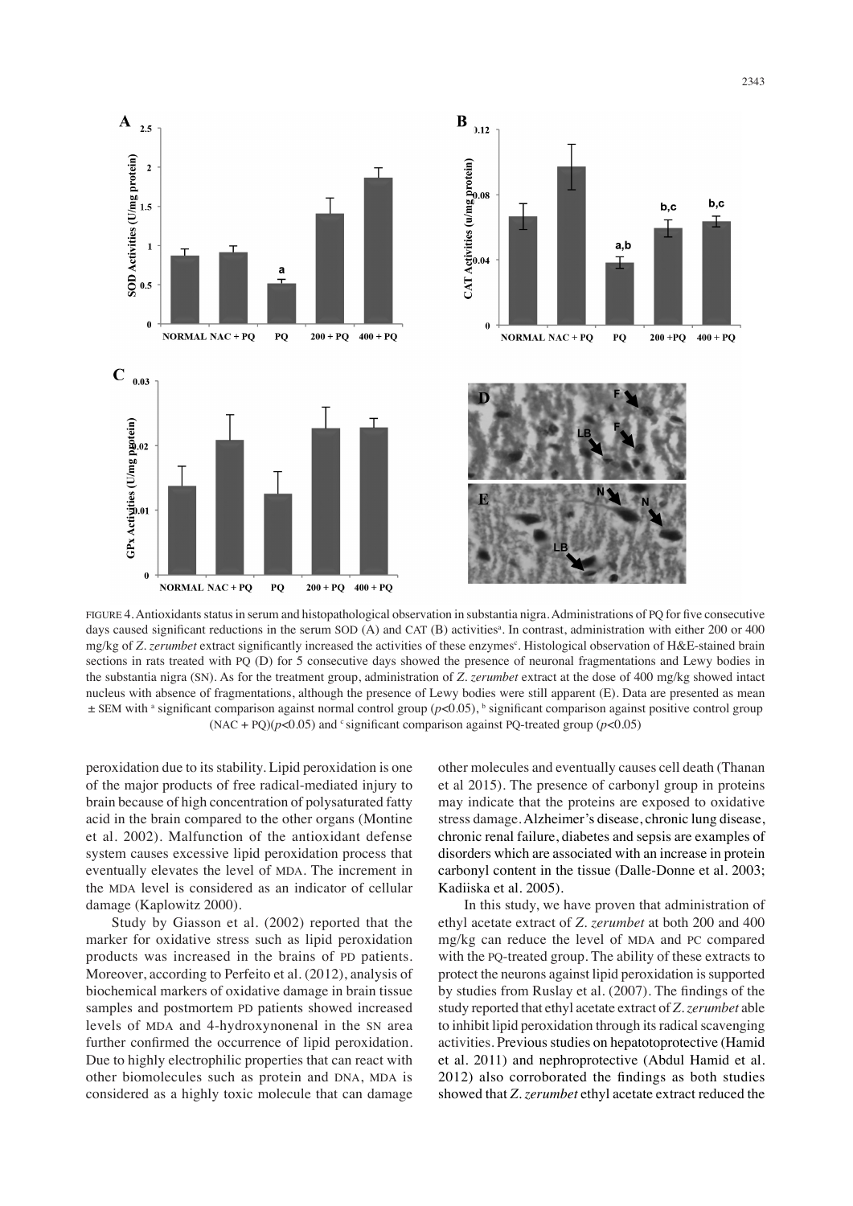FIGURE 4. Antioxidants status in serum and histopathological observation in substantia nigra. Administrations of PQ for five consecutive days caused significant reductions in the serum SOD (A) and CAT (B) activities[a]. In contrast, administration with either 200 or 400 mg/kg of *Z. zerumbet* extract significantly increased the activities of these enzymes[c]. Histological observation of H&E-stained brain sections in rats treated with PQ (D) for 5 consecutive days showed the presence of neuronal fragmentations and Lewy bodies in the substantia nigra (SN). As for the treatment group, administration of *Z. zerumbet* extract at the dose of 400 mg/kg showed intact nucleus with absence of fragmentations, although the presence of Lewy bodies were still apparent (E). Data are presented as mean ± SEM with [a] significant comparison against normal control group ($p$<0.05), [b] significant comparison against positive control group (NAC + PQ)($p$<0.05) and [c] significant comparison against PQ-treated group ($p$<0.05)

peroxidation due to its stability. Lipid peroxidation is one of the major products of free radical-mediated injury to brain because of high concentration of polysaturated fatty acid in the brain compared to the other organs (Montine et al. 2002). Malfunction of the antioxidant defense system causes excessive lipid peroxidation process that eventually elevates the level of MDA. The increment in the MDA level is considered as an indicator of cellular damage (Kaplowitz 2000).

Study by Giasson et al. (2002) reported that the marker for oxidative stress such as lipid peroxidation products was increased in the brains of PD patients. Moreover, according to Perfeito et al. (2012), analysis of biochemical markers of oxidative damage in brain tissue samples and postmortem PD patients showed increased levels of MDA and 4-hydroxynonenal in the SN area further confirmed the occurrence of lipid peroxidation. Due to highly electrophilic properties that can react with other biomolecules such as protein and DNA, MDA is considered as a highly toxic molecule that can damage other molecules and eventually causes cell death (Thanan et al 2015). The presence of carbonyl group in proteins may indicate that the proteins are exposed to oxidative stress damage. Alzheimer's disease, chronic lung disease, chronic renal failure, diabetes and sepsis are examples of disorders which are associated with an increase in protein carbonyl content in the tissue (Dalle-Donne et al. 2003; Kadiiska et al. 2005).

In this study, we have proven that administration of ethyl acetate extract of *Z. zerumbet* at both 200 and 400 mg/kg can reduce the level of MDA and PC compared with the PQ-treated group. The ability of these extracts to protect the neurons against lipid peroxidation is supported by studies from Ruslay et al. (2007). The findings of the study reported that ethyl acetate extract of *Z. zerumbet* able to inhibit lipid peroxidation through its radical scavenging activities. Previous studies on hepatotoprotective (Hamid et al. 2011) and nephroprotective (Abdul Hamid et al. 2012) also corroborated the findings as both studies showed that *Z. zerumbet* ethyl acetate extract reduced the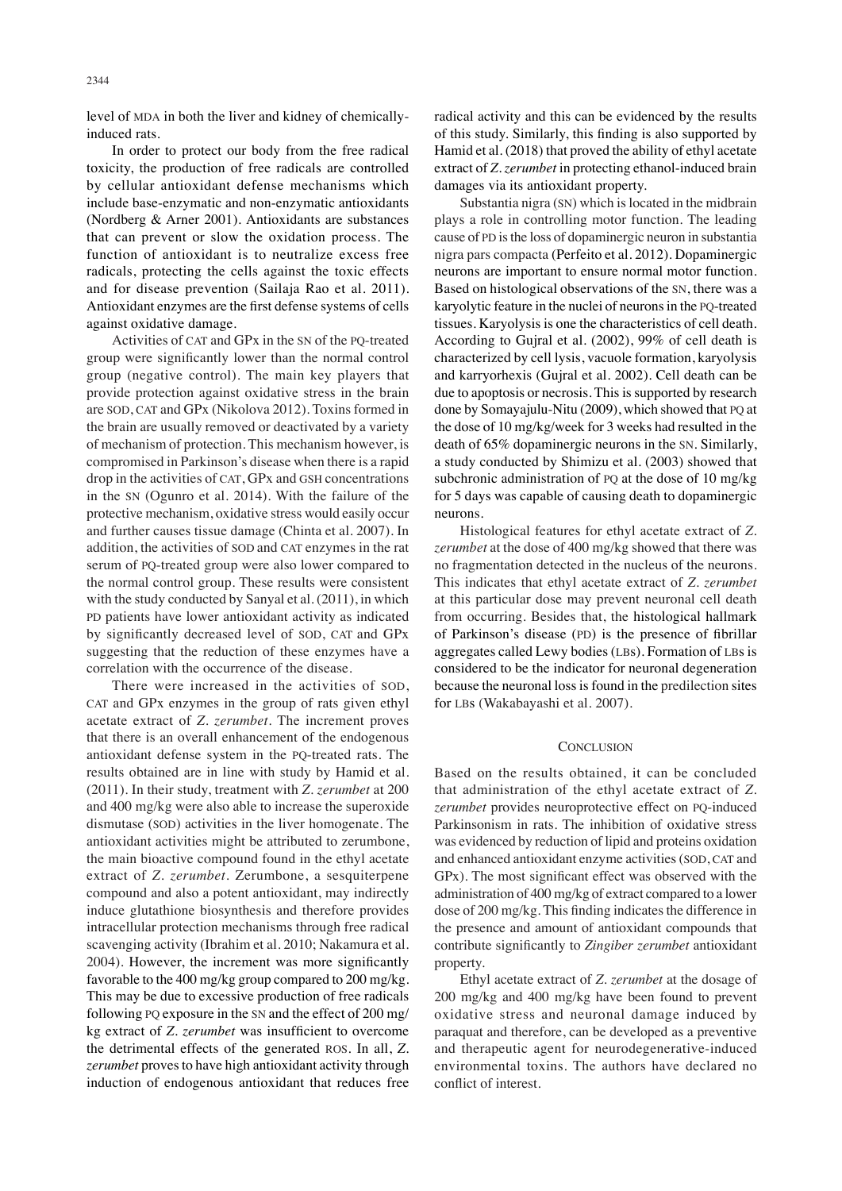level of MDA in both the liver and kidney of chemically-induced rats.

In order to protect our body from the free radical toxicity, the production of free radicals are controlled by cellular antioxidant defense mechanisms which include base-enzymatic and non-enzymatic antioxidants (Nordberg & Arner 2001). Antioxidants are substances that can prevent or slow the oxidation process. The function of antioxidant is to neutralize excess free radicals, protecting the cells against the toxic effects and for disease prevention (Sailaja Rao et al. 2011). Antioxidant enzymes are the first defense systems of cells against oxidative damage.

Activities of CAT and GPx in the SN of the PQ-treated group were significantly lower than the normal control group (negative control). The main key players that provide protection against oxidative stress in the brain are SOD, CAT and GPx (Nikolova 2012). Toxins formed in the brain are usually removed or deactivated by a variety of mechanism of protection. This mechanism however, is compromised in Parkinson's disease when there is a rapid drop in the activities of CAT, GPx and GSH concentrations in the SN (Ogunro et al. 2014). With the failure of the protective mechanism, oxidative stress would easily occur and further causes tissue damage (Chinta et al. 2007). In addition, the activities of SOD and CAT enzymes in the rat serum of PQ-treated group were also lower compared to the normal control group. These results were consistent with the study conducted by Sanyal et al. (2011), in which PD patients have lower antioxidant activity as indicated by significantly decreased level of SOD, CAT and GPx suggesting that the reduction of these enzymes have a correlation with the occurrence of the disease.

There were increased in the activities of SOD, CAT and GPx enzymes in the group of rats given ethyl acetate extract of *Z. zerumbet*. The increment proves that there is an overall enhancement of the endogenous antioxidant defense system in the PQ-treated rats. The results obtained are in line with study by Hamid et al. (2011). In their study, treatment with *Z. zerumbet* at 200 and 400 mg/kg were also able to increase the superoxide dismutase (SOD) activities in the liver homogenate. The antioxidant activities might be attributed to zerumbone, the main bioactive compound found in the ethyl acetate extract of *Z. zerumbet*. Zerumbone, a sesquiterpene compound and also a potent antioxidant, may indirectly induce glutathione biosynthesis and therefore provides intracellular protection mechanisms through free radical scavenging activity (Ibrahim et al. 2010; Nakamura et al. 2004). However, the increment was more significantly favorable to the 400 mg/kg group compared to 200 mg/kg. This may be due to excessive production of free radicals following PQ exposure in the SN and the effect of 200 mg/kg extract of *Z. zerumbet* was insufficient to overcome the detrimental effects of the generated ROS. In all, *Z. zerumbet* proves to have high antioxidant activity through induction of endogenous antioxidant that reduces free radical activity and this can be evidenced by the results of this study. Similarly, this finding is also supported by Hamid et al. (2018) that proved the ability of ethyl acetate extract of *Z. zerumbet* in protecting ethanol-induced brain damages via its antioxidant property.

Substantia nigra (SN) which is located in the midbrain plays a role in controlling motor function. The leading cause of PD is the loss of dopaminergic neuron in substantia nigra pars compacta (Perfeito et al. 2012). Dopaminergic neurons are important to ensure normal motor function. Based on histological observations of the SN, there was a karyolytic feature in the nuclei of neurons in the PQ-treated tissues. Karyolysis is one the characteristics of cell death. According to Gujral et al. (2002), 99% of cell death is characterized by cell lysis, vacuole formation, karyolysis and karryorhexis (Gujral et al. 2002). Cell death can be due to apoptosis or necrosis. This is supported by research done by Somayajulu-Nitu (2009), which showed that PQ at the dose of 10 mg/kg/week for 3 weeks had resulted in the death of 65% dopaminergic neurons in the SN. Similarly, a study conducted by Shimizu et al. (2003) showed that subchronic administration of PQ at the dose of 10 mg/kg for 5 days was capable of causing death to dopaminergic neurons.

Histological features for ethyl acetate extract of *Z. zerumbet* at the dose of 400 mg/kg showed that there was no fragmentation detected in the nucleus of the neurons. This indicates that ethyl acetate extract of *Z. zerumbet* at this particular dose may prevent neuronal cell death from occurring. Besides that, the histological hallmark of Parkinson's disease (PD) is the presence of fibrillar aggregates called Lewy bodies (LBs). Formation of LBs is considered to be the indicator for neuronal degeneration because the neuronal loss is found in the predilection sites for LBs (Wakabayashi et al. 2007).

## CONCLUSION

Based on the results obtained, it can be concluded that administration of the ethyl acetate extract of *Z. zerumbet* provides neuroprotective effect on PQ-induced Parkinsonism in rats. The inhibition of oxidative stress was evidenced by reduction of lipid and proteins oxidation and enhanced antioxidant enzyme activities (SOD, CAT and GPX). The most significant effect was observed with the administration of 400 mg/kg of extract compared to a lower dose of 200 mg/kg. This finding indicates the difference in the presence and amount of antioxidant compounds that contribute significantly to *Zingiber zerumbet* antioxidant property.

Ethyl acetate extract of *Z. zerumbet* at the dosage of 200 mg/kg and 400 mg/kg have been found to prevent oxidative stress and neuronal damage induced by paraquat and therefore, can be developed as a preventive and therapeutic agent for neurodegenerative-induced environmental toxins. The authors have declared no conflict of interest.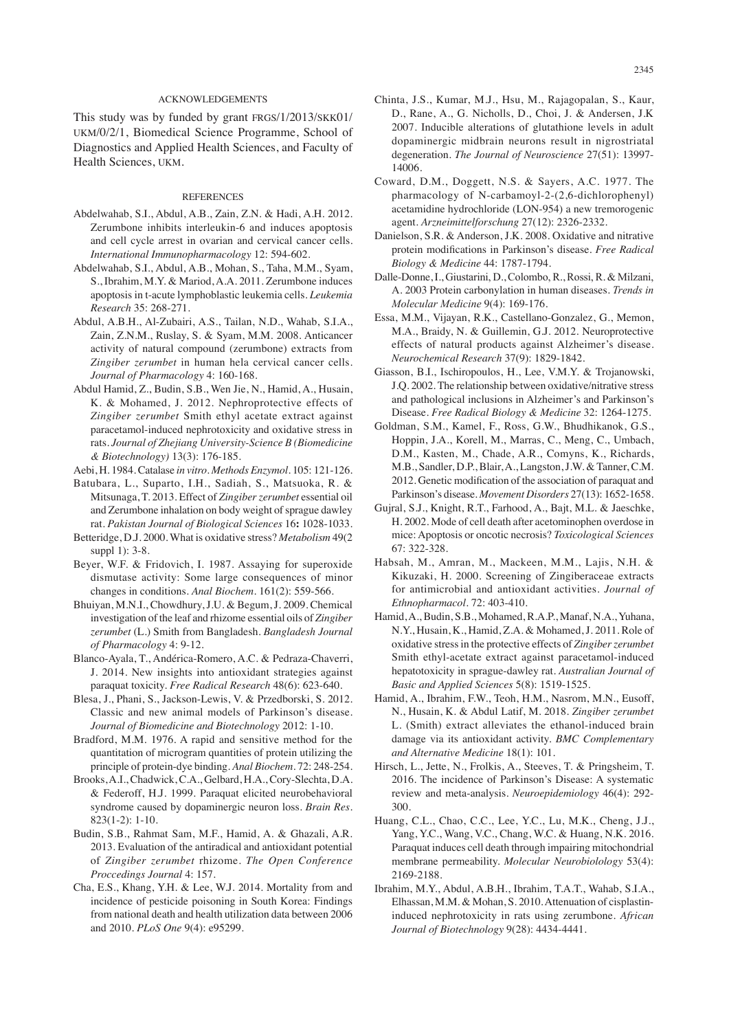## ACKNOWLEDGEMENTS

This study was by funded by grant FRGS/1/2013/SKK01/UKM/0/2/1, Biomedical Science Programme, School of Diagnostics and Applied Health Sciences, and Faculty of Health Sciences, UKM.

## REFERENCES

Abdelwahab, S.I., Abdul, A.B., Zain, Z.N. & Hadi, A.H. 2012. Zerumbone inhibits interleukin-6 and induces apoptosis and cell cycle arrest in ovarian and cervical cancer cells. *International Immunopharmacology* 12: 594-602.

Abdelwahab, S.I., Abdul, A.B., Mohan, S., Taha, M.M., Syam, S., Ibrahim, M.Y. & Mariod, A.A. 2011. Zerumbone induces apoptosis in t-acute lymphoblastic leukemia cells. *Leukemia Research* 35: 268-271.

Abdul, A.B.H., Al-Zubairi, A.S., Tailan, N.D., Wahab, S.I.A., Zain, Z.N.M., Ruslay, S. & Syam, M.M. 2008. Anticancer activity of natural compound (zerumbone) extracts from *Zingiber zerumbet* in human hela cervical cancer cells. *Journal of Pharmacology* 4: 160-168.

Abdul Hamid, Z., Budin, S.B., Wen Jie, N., Hamid, A., Husain, K. & Mohamed, J. 2012. Nephroprotective effects of *Zingiber zerumbet* Smith ethyl acetate extract against paracetamol-induced nephrotoxicity and oxidative stress in rats. *Journal of Zhejiang University-Science B (Biomedicine & Biotechnology)* 13(3): 176-185.

Aebi, H. 1984. Catalase *in vitro*. *Methods Enzymol*. 105: 121-126.

Batubara, L., Suparto, I.H., Sadiah, S., Matsuoka, R. & Mitsunaga, T. 2013. Effect of *Zingiber zerumbet* essential oil and Zerumbone inhalation on body weight of sprague dawley rat. *Pakistan Journal of Biological Sciences* 16**:** 1028-1033.

Betteridge, D.J. 2000. What is oxidative stress? *Metabolism* 49(2 suppl 1): 3-8.

Beyer, W.F. & Fridovich, I. 1987. Assaying for superoxide dismutase activity: Some large consequences of minor changes in conditions. *Anal Biochem*. 161(2): 559-566.

Bhuiyan, M.N.I., Chowdhury, J.U. & Begum, J. 2009. Chemical investigation of the leaf and rhizome essential oils of *Zingiber zerumbet* (L.) Smith from Bangladesh. *Bangladesh Journal of Pharmacology* 4: 9-12.

Blanco-Ayala, T., Andérica-Romero, A.C. & Pedraza-Chaverri, J. 2014. New insights into antioxidant strategies against paraquat toxicity. *Free Radical Research* 48(6): 623-640.

Blesa, J., Phani, S., Jackson-Lewis, V. & Przedborski, S. 2012. Classic and new animal models of Parkinson's disease. *Journal of Biomedicine and Biotechnology* 2012: 1-10.

Bradford, M.M. 1976. A rapid and sensitive method for the quantitation of microgram quantities of protein utilizing the principle of protein-dye binding. *Anal Biochem*. 72: 248-254.

Brooks, A.I., Chadwick, C.A., Gelbard, H.A., Cory-Slechta, D.A. & Federoff, H.J. 1999. Paraquat elicited neurobehavioral syndrome caused by dopaminergic neuron loss. *Brain Res*. 823(1-2): 1-10.

Budin, S.B., Rahmat Sam, M.F., Hamid, A. & Ghazali, A.R. 2013. Evaluation of the antiradical and antioxidant potential of *Zingiber zerumbet* rhizome. *The Open Conference Proccedings Journal* 4: 157.

Cha, E.S., Khang, Y.H. & Lee, W.J. 2014. Mortality from and incidence of pesticide poisoning in South Korea: Findings from national death and health utilization data between 2006 and 2010. *PLoS One* 9(4): e95299.

Chinta, J.S., Kumar, M.J., Hsu, M., Rajagopalan, S., Kaur, D., Rane, A., G. Nicholls, D., Choi, J. & Andersen, J.K 2007. Inducible alterations of glutathione levels in adult dopaminergic midbrain neurons result in nigrostriatal degeneration. *The Journal of Neuroscience* 27(51): 13997-14006.

Coward, D.M., Doggett, N.S. & Sayers, A.C. 1977. The pharmacology of N-carbamoyl-2-(2,6-dichlorophenyl) acetamidine hydrochloride (LON-954) a new tremorogenic agent. *Arzneimittelforschung* 27(12): 2326-2332.

Danielson, S.R. & Anderson, J.K. 2008. Oxidative and nitrative protein modifications in Parkinson's disease. *Free Radical Biology & Medicine* 44: 1787-1794.

Dalle-Donne, I., Giustarini, D., Colombo, R., Rossi, R. & Milzani, A. 2003 Protein carbonylation in human diseases. *Trends in Molecular Medicine* 9(4): 169-176.

Essa, M.M., Vijayan, R.K., Castellano-Gonzalez, G., Memon, M.A., Braidy, N. & Guillemin, G.J. 2012. Neuroprotective effects of natural products against Alzheimer's disease. *Neurochemical Research* 37(9): 1829-1842.

Giasson, B.I., Ischiropoulos, H., Lee, V.M.Y. & Trojanowski, J.Q. 2002. The relationship between oxidative/nitrative stress and pathological inclusions in Alzheimer's and Parkinson's Disease. *Free Radical Biology & Medicine* 32: 1264-1275.

Goldman, S.M., Kamel, F., Ross, G.W., Bhudhikanok, G.S., Hoppin, J.A., Korell, M., Marras, C., Meng, C., Umbach, D.M., Kasten, M., Chade, A.R., Comyns, K., Richards, M.B., Sandler, D.P., Blair, A., Langston, J.W. & Tanner, C.M. 2012. Genetic modification of the association of paraquat and Parkinson's disease. *Movement Disorders* 27(13): 1652-1658.

Gujral, S.J., Knight, R.T., Farhood, A., Bajt, M.L. & Jaeschke, H. 2002. Mode of cell death after acetominophen overdose in mice: Apoptosis or oncotic necrosis? *Toxicological Sciences* 67: 322-328.

Habsah, M., Amran, M., Mackeen, M.M., Lajis, N.H. & Kikuzaki, H. 2000. Screening of Zingiberaceae extracts for antimicrobial and antioxidant activities. *Journal of Ethnopharmacol*. 72: 403-410.

Hamid, A., Budin, S.B., Mohamed, R.A.P., Manaf, N.A., Yuhana, N.Y., Husain, K., Hamid, Z.A. & Mohamed, J. 2011. Role of oxidative stress in the protective effects of *Zingiber zerumbet* Smith ethyl-acetate extract against paracetamol-induced hepatotoxicity in sprague-dawley rat. *Australian Journal of Basic and Applied Sciences* 5(8): 1519-1525.

Hamid, A., Ibrahim, F.W., Teoh, H.M., Nasrom, M.N., Eusoff, N., Husain, K. & Abdul Latif, M. 2018. *Zingiber zerumbet* L. (Smith) extract alleviates the ethanol-induced brain damage via its antioxidant activity. *BMC Complementary and Alternative Medicine* 18(1): 101.

Hirsch, L., Jette, N., Frolkis, A., Steeves, T. & Pringsheim, T. 2016. The incidence of Parkinson's Disease: A systematic review and meta-analysis. *Neuroepidemiology* 46(4): 292-300.

Huang, C.L., Chao, C.C., Lee, Y.C., Lu, M.K., Cheng, J.J., Yang, Y.C., Wang, V.C., Chang, W.C. & Huang, N.K. 2016. Paraquat induces cell death through impairing mitochondrial membrane permeability. *Molecular Neurobiolology* 53(4): 2169-2188.

Ibrahim, M.Y., Abdul, A.B.H., Ibrahim, T.A.T., Wahab, S.I.A., Elhassan, M.M. & Mohan, S. 2010. Attenuation of cisplastin-induced nephrotoxicity in rats using zerumbone. *African Journal of Biotechnology* 9(28): 4434-4441.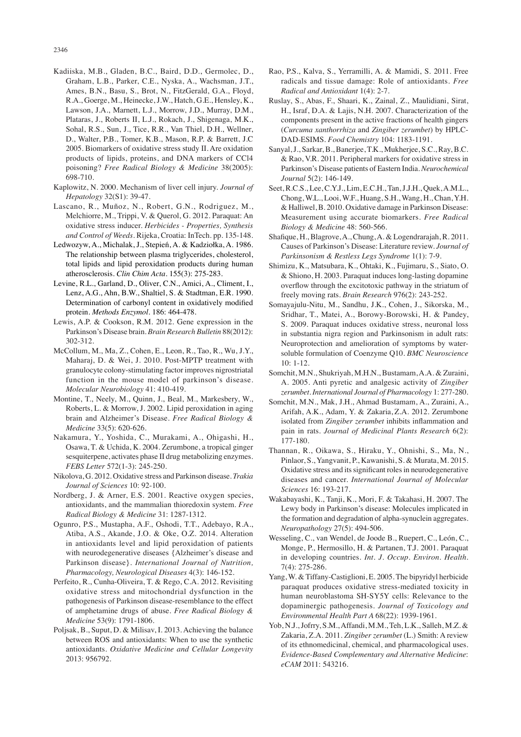Kadiiska, M.B., Gladen, B.C., Baird, D.D., Germolec, D., Graham, L.B., Parker, C.E., Nyska, A., Wachsman, J.T., Ames, B.N., Basu, S., Brot, N., FitzGerald, G.A., Floyd, R.A., Goerge, M., Heinecke, J.W., Hatch, G.E., Hensley, K., Lawson, J.A., Marnett, L.J., Morrow, J.D., Murray, D.M., Plataras, J., Roberts II, L.J., Rokach, J., Shigenaga, M.K., Sohal, R.S., Sun, J., Tice, R.R., Van Thiel, D.H., Wellner, D., Walter, P.B., Tomer, K.B., Mason, R.P. & Barrett, J.C 2005. Biomarkers of oxidative stress study II. Are oxidation products of lipids, proteins, and DNA markers of CCl4 poisoning? *Free Radical Biology & Medicine* 38(2005): 698-710.

Kaplowitz, N. 2000. Mechanism of liver cell injury. *Journal of Hepatology* 32(S1): 39-47.

Lascano, R., Muñoz, N., Robert, G.N., Rodriguez, M., Melchiorre, M., Trippi, V. & Querol, G. 2012. Paraquat: An oxidative stress inducer. *Herbicides - Properties, Synthesis and Control of Weeds*. Rijeka, Croatia: InTech. pp. 135-148.

Ledwozyw, A., Michalak, J., Stepień, A. & Kadziołka, A. 1986. The relationship between plasma triglycerides, cholesterol, total lipids and lipid peroxidation products during human atherosclerosis. *Clin Chim Acta*. 155(3): 275-283.

Levine, R.L., Garland, D., Oliver, C.N., Amici, A., Climent, I., Lenz, A.G., Ahn, B.W., Shaltiel, S. & Stadtman, E.R. 1990. Determination of carbonyl content in oxidatively modified protein. *Methods Enzymol*. 186: 464-478.

Lewis, A.P. & Cookson, R.M. 2012. Gene expression in the Parkinson's Disease brain. *Brain Research Bulletin* 88(2012): 302-312.

McCollum, M., Ma, Z., Cohen, E., Leon, R., Tao, R., Wu, J.Y., Maharaj, D. & Wei, J. 2010. Post-MPTP treatment with granulocyte colony-stimulating factor improves nigrostriatal function in the mouse model of parkinson's disease. *Molecular Neurobiology* 41: 410-419.

Montine, T., Neely, M., Quinn, J., Beal, M., Markesbery, W., Roberts, L. & Morrow, J. 2002. Lipid peroxidation in aging brain and Alzheimer's Disease. *Free Radical Biology & Medicine* 33(5): 620-626.

Nakamura, Y., Yoshida, C., Murakami, A., Ohigashi, H., Osawa, T. & Uchida, K. 2004. Zerumbone, a tropical ginger sesquiterpene, activates phase II drug metabolizing enzymes. *FEBS Letter* 572(1-3): 245-250.

Nikolova, G. 2012. Oxidative stress and Parkinson disease. *Trakia Journal of Sciences* 10: 92-100.

Nordberg, J. & Arner, E.S. 2001. Reactive oxygen species, antioxidants, and the mammalian thioredoxin system. *Free Radical Biology & Medicine* 31: 1287-1312.

Ogunro, P.S., Mustapha, A.F., Oshodi, T.T., Adebayo, R.A., Atiba, A.S., Akande, J.O. & Oke, O.Z. 2014. Alteration in antioxidants level and lipid peroxidation of patients with neurodegenerative diseases {Alzheimer's disease and Parkinson disease}. *International Journal of Nutrition, Pharmacology, Neurological Diseases* 4(3): 146-152.

Perfeito, R., Cunha-Oliveira, T. & Rego, C.A. 2012. Revisiting oxidative stress and mitochondrial dysfunction in the pathogenesis of Parkinson disease-resemblance to the effect of amphetamine drugs of abuse. *Free Radical Biology & Medicine* 53(9): 1791-1806.

Poljsak, B., Suput, D. & Milisav, I. 2013. Achieving the balance between ROS and antioxidants: When to use the synthetic antioxidants. *Oxidative Medicine and Cellular Longevity* 2013: 956792.

Rao, P.S., Kalva, S., Yerramilli, A. & Mamidi, S. 2011. Free radicals and tissue damage: Role of antioxidants. *Free Radical and Antioxidant* 1(4): 2-7.

Ruslay, S., Abas, F., Shaari, K., Zainal, Z., Maulidiani, Sirat, H., Israf, D.A. & Lajis, N.H. 2007. Characterization of the components present in the active fractions of health gingers (*Curcuma xanthorrhiza* and *Zingiber zerumbet*) by HPLC-DAD-ESIMS. *Food Chemistry* 104: 1183-1191.

Sanyal, J., Sarkar, B., Banerjee, T.K., Mukherjee, S.C., Ray, B.C. & Rao, V.R. 2011. Peripheral markers for oxidative stress in Parkinson's Disease patients of Eastern India. *Neurochemical Journal* 5(2): 146-149.

Seet, R.C.S., Lee, C.Y.J., Lim, E.C.H., Tan, J.J.H., Quek, A.M.L., Chong, W.L., Looi, W.F., Huang, S.H., Wang, H., Chan, Y.H. & Halliwel, B. 2010. Oxidative damage in Parkinson Disease: Measurement using accurate biomarkers. *Free Radical Biology & Medicine* 48: 560-566.

Shafique, H., Blagrove, A., Chung, A. & Logendrarajah, R. 2011. Causes of Parkinson's Disease: Literature review. *Journal of Parkinsonism & Restless Legs Syndrome* 1(1): 7-9.

Shimizu, K., Matsubara, K., Ohtaki, K., Fujimaru, S., Siato, O. & Shiono, H. 2003. Paraquat induces long-lasting dopamine overflow through the excitotoxic pathway in the striatum of freely moving rats. *Brain Research* 976(2): 243-252.

Somayajulu-Nitu, M., Sandhu, J.K., Cohen, J., Sikorska, M., Sridhar, T., Matei, A., Borowy-Borowski, H. & Pandey, S. 2009. Paraquat induces oxidative stress, neuronal loss in substantia nigra region and Parkinsonism in adult rats: Neuroprotection and amelioration of symptoms by water-soluble formulation of Coenzyme Q10. *BMC Neuroscience* 10: 1-12.

Somchit, M.N., Shukriyah, M.H.N., Bustamam, A.A. & Zuraini, A. 2005. Anti pyretic and analgesic activity of *Zingiber zerumbet*. *International Journal of Pharmacology* 1: 277-280.

Somchit, M.N., Mak, J.H., Ahmad Bustamam, A., Zuraini, A., Arifah, A.K., Adam, Y. & Zakaria, Z.A. 2012. Zerumbone isolated from *Zingiber zerumbet* inhibits inflammation and pain in rats. *Journal of Medicinal Plants Research* 6(2): 177-180.

Thannan, R., Oikawa, S., Hiraku, Y., Ohnishi, S., Ma, N., Pinlaor, S., Yangvanit, P., Kawanishi, S. & Murata, M. 2015. Oxidative stress and its significant roles in neurodegenerative diseases and cancer. *International Journal of Molecular Sciences* 16: 193-217.

Wakabayashi, K., Tanji, K., Mori, F. & Takahasi, H. 2007. The Lewy body in Parkinson's disease: Molecules implicated in the formation and degradation of alpha-synuclein aggregates. *Neuropathology* 27(5): 494-506.

Wesseling, C., van Wendel, de Joode B., Ruepert, C., León, C., Monge, P., Hermosillo, H. & Partanen, T.J. 2001. Paraquat in developing countries. *Int. J. Occup. Environ. Health*. 7(4): 275-286.

Yang, W. & Tiffany-Castiglioni, E. 2005. The bipyridyl herbicide paraquat produces oxidative stress-mediated toxicity in human neuroblastoma SH-SY5Y cells: Relevance to the dopaminergic pathogenesis. *Journal of Toxicology and Environmental Health Part A* 68(22): 1939-1961.

Yob, N.J., Jofrry, S.M., Affandi, M.M., Teh, L.K., Salleh, M.Z. & Zakaria, Z.A. 2011. *Zingiber zerumbet* (L.) Smith: A review of its ethnomedicinal, chemical, and pharmacological uses. *Evidence-Based Complementary and Alternative Medicine*: *eCAM* 2011: 543216.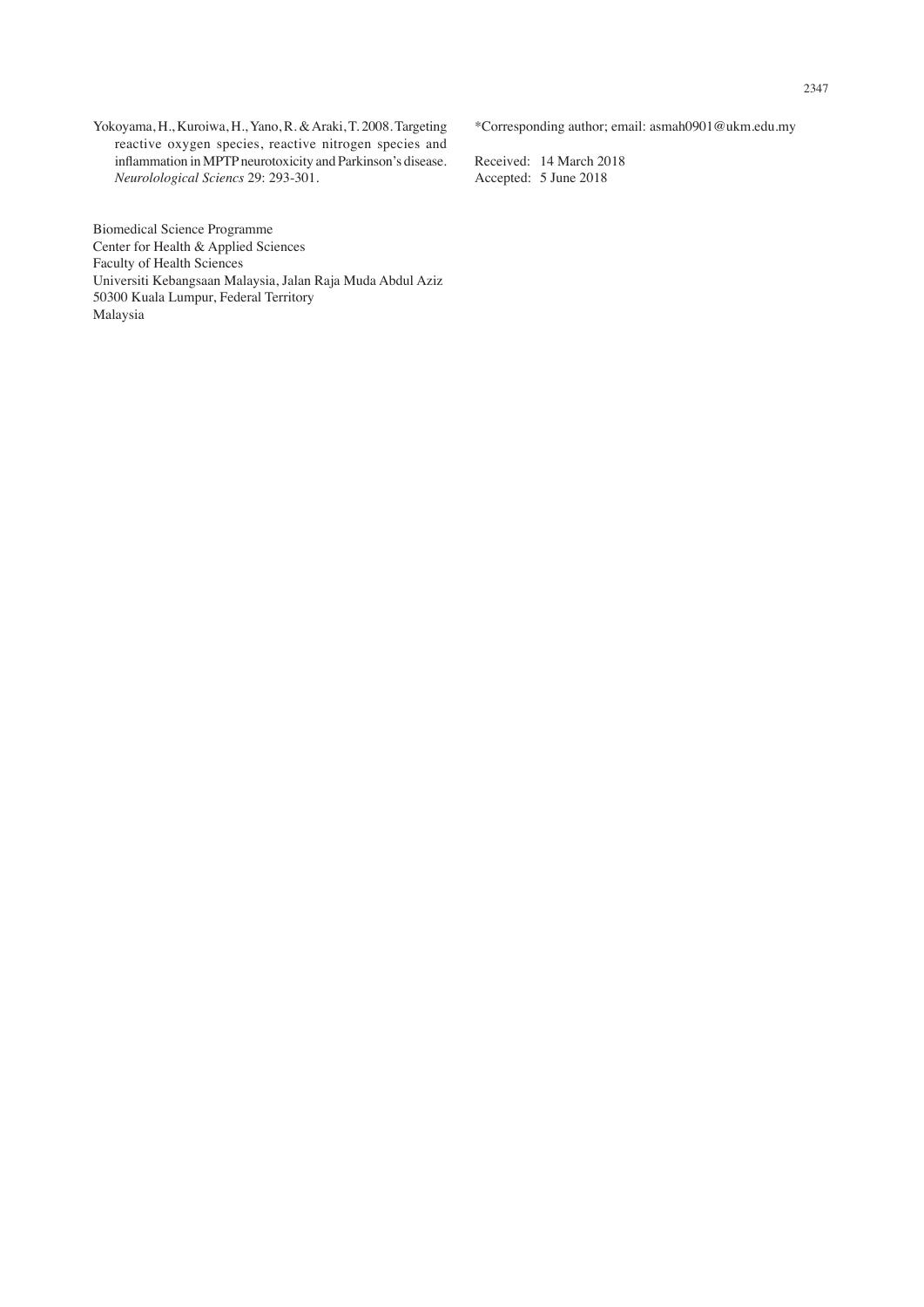Yokoyama, H., Kuroiwa, H., Yano, R. & Araki, T. 2008. Targeting reactive oxygen species, reactive nitrogen species and inflammation in MPTP neurotoxicity and Parkinson's disease. *Neurolological Sciencs* 29: 293-301.

Biomedical Science Programme  
Center for Health & Applied Sciences  
Faculty of Health Sciences  
Universiti Kebangsaan Malaysia, Jalan Raja Muda Abdul Aziz  
50300 Kuala Lumpur, Federal Territory  
Malaysia

*Corresponding author; email: asmah0901@ukm.edu.my

Received: 14 March 2018  
Accepted: 5 June 2018